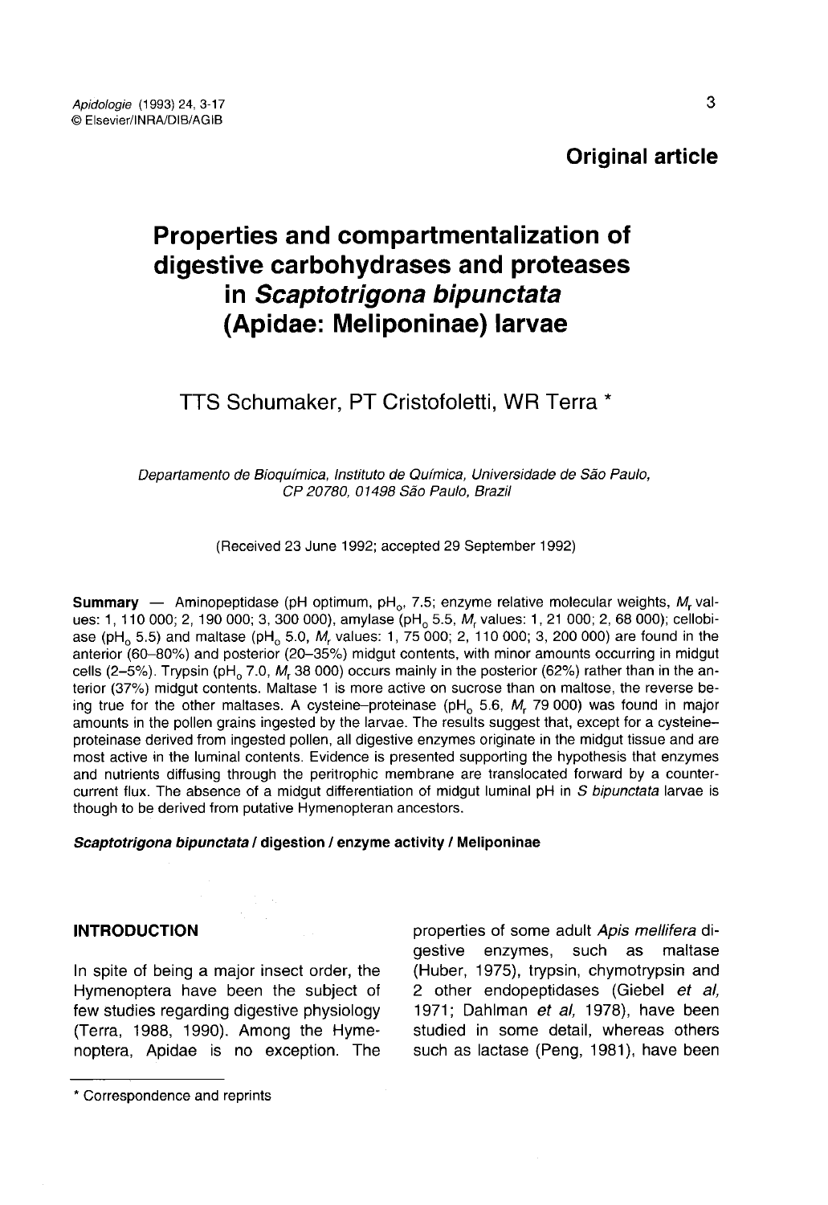**Original article**

# Properties and compartmentalization of digestive carbohydrases and proteases in *Scaptotrigona bipunctata* (Apidae: Meliponinae) larvae

TTS Schumaker, PT Cristofoletti, WR Terra *

*Departamento de Bioquímica, Instituto de Química, Universidade de São Paulo, CP 20780, 01498 São Paulo, Brazil*

(Received 23 June 1992; accepted 29 September 1992)

**Summary** — Aminopeptidase (pH optimum, $pH_o$, 7.5; enzyme relative molecular weights, $M_r$ values: 1, 110 000; 2, 190 000; 3, 300 000), amylase ($pH_o$ 5.5, $M_r$ values: 1, 21 000; 2, 68 000); cellobiase ($pH_o$ 5.5) and maltase ($pH_o$ 5.0, $M_r$ values: 1, 75 000; 2, 110 000; 3, 200 000) are found in the anterior (60–80%) and posterior (20–35%) midgut contents, with minor amounts occurring in midgut cells (2–5%). Trypsin ($pH_o$ 7.0, $M_r$ 38 000) occurs mainly in the posterior (62%) rather than in the anterior (37%) midgut contents. Maltase 1 is more active on sucrose than on maltose, the reverse being true for the other maltases. A cysteine–proteinase ($pH_o$ 5.6, $M_r$ 79 000) was found in major amounts in the pollen grains ingested by the larvae. The results suggest that, except for a cysteine–proteinase derived from ingested pollen, all digestive enzymes originate in the midgut tissue and are most active in the luminal contents. Evidence is presented supporting the hypothesis that enzymes and nutrients diffusing through the peritrophic membrane are translocated forward by a countercurrent flux. The absence of a midgut differentiation of midgut luminal pH in *S bipunctata* larvae is though to be derived from putative Hymenopteran ancestors.

***Scaptotrigona bipunctata* / digestion / enzyme activity / Meliponinae**

## INTRODUCTION

In spite of being a major insect order, the Hymenoptera have been the subject of few studies regarding digestive physiology (Terra, 1988, 1990). Among the Hymenoptera, Apidae is no exception. The properties of some adult *Apis mellifera* digestive enzymes, such as maltase (Huber, 1975), trypsin, chymotrypsin and 2 other endopeptidases (Giebel *et al*, 1971; Dahlman *et al*, 1978), have been studied in some detail, whereas others such as lactase (Peng, 1981), have been

* Correspondence and reprints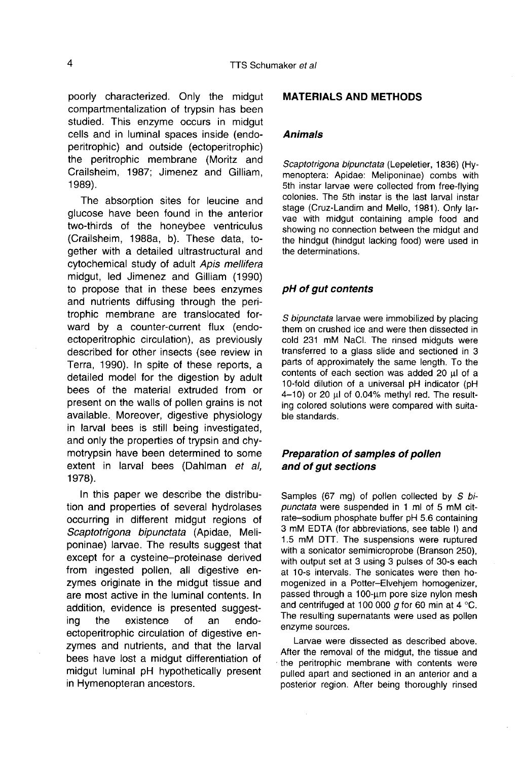poorly characterized. Only the midgut compartmentalization of trypsin has been studied. This enzyme occurs in midgut cells and in luminal spaces inside (endoperitrophic) and outside (ectoperitrophic) the peritrophic membrane (Moritz and Crailsheim, 1987; Jimenez and Gilliam, 1989).

The absorption sites for leucine and glucose have been found in the anterior two-thirds of the honeybee ventriculus (Crailsheim, 1988a, b). These data, together with a detailed ultrastructural and cytochemical study of adult *Apis mellifera* midgut, led Jimenez and Gilliam (1990) to propose that in these bees enzymes and nutrients diffusing through the peritrophic membrane are translocated forward by a counter-current flux (endoectoperitrophic circulation), as previously described for other insects (see review in Terra, 1990). In spite of these reports, a detailed model for the digestion by adult bees of the material extruded from or present on the walls of pollen grains is not available. Moreover, digestive physiology in larval bees is still being investigated, and only the properties of trypsin and chymotrypsin have been determined to some extent in larval bees (Dahlman *et al*, 1978).

In this paper we describe the distribution and properties of several hydrolases occurring in different midgut regions of *Scaptotrigona bipunctata* (Apidae, Meliponinae) larvae. The results suggest that except for a cysteine-proteinase derived from ingested pollen, all digestive enzymes originate in the midgut tissue and are most active in the luminal contents. In addition, evidence is presented suggesting the existence of an endoectoperitrophic circulation of digestive enzymes and nutrients, and that the larval bees have lost a midgut differentiation of midgut luminal pH hypothetically present in Hymenopteran ancestors.

## MATERIALS AND METHODS

### Animals

*Scaptotrigona bipunctata* (Lepeletier, 1836) (Hymenoptera: Apidae: Meliponinae) combs with 5th instar larvae were collected from free-flying colonies. The 5th instar is the last larval instar stage (Cruz-Landim and Mello, 1981). Only larvae with midgut containing ample food and showing no connection between the midgut and the hindgut (hindgut lacking food) were used in the determinations.

### pH of gut contents

*S bipunctata* larvae were immobilized by placing them on crushed ice and were then dissected in cold 231 mM NaCl. The rinsed midguts were transferred to a glass slide and sectioned in 3 parts of approximately the same length. To the contents of each section was added 20 μl of a 10-fold dilution of a universal pH indicator (pH 4–10) or 20 μl of 0.04% methyl red. The resulting colored solutions were compared with suitable standards.

### Preparation of samples of pollen and of gut sections

Samples (67 mg) of pollen collected by *S bipunctata* were suspended in 1 ml of 5 mM citrate–sodium phosphate buffer pH 5.6 containing 3 mM EDTA (for abbreviations, see table I) and 1.5 mM DTT. The suspensions were ruptured with a sonicator semimicroprobe (Branson 250), with output set at 3 using 3 pulses of 30-s each at 10-s intervals. The sonicates were then homogenized in a Potter–Elvehjem homogenizer, passed through a 100-μm pore size nylon mesh and centrifuged at 100 000 *g* for 60 min at 4 °C. The resulting supernatants were used as pollen enzyme sources.

Larvae were dissected as described above. After the removal of the midgut, the tissue and the peritrophic membrane with contents were pulled apart and sectioned in an anterior and a posterior region. After being thoroughly rinsed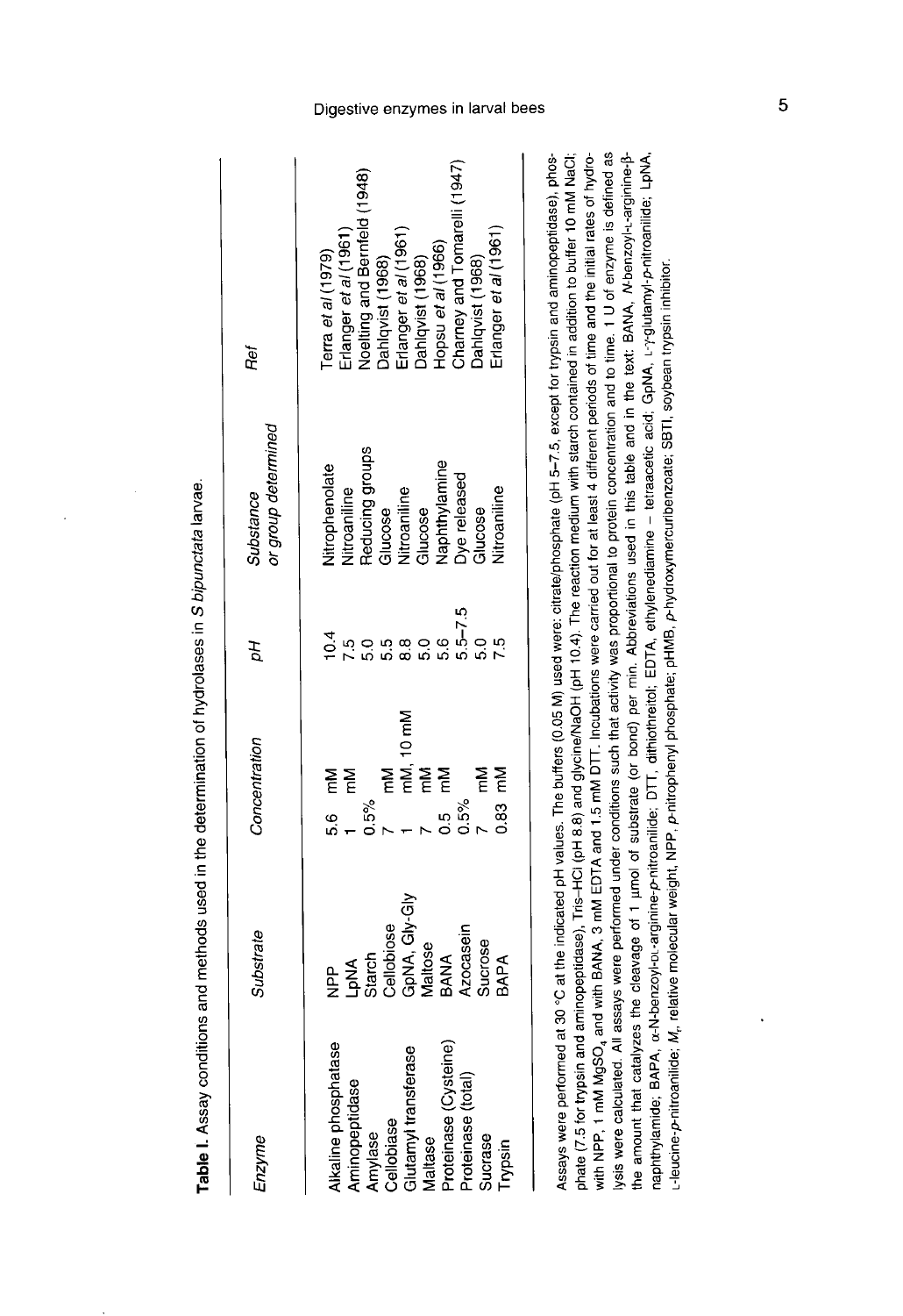**Table I.** Assay conditions and methods used in the determination of hydrolases in *S bipunctata* larvae.

| *Enzyme* | *Substrate* | *Concentration* | *pH* | *Substance or group determined* | *Ref* |
|---|---|---|---|---|---|
| Alkaline phosphatase | NPP | 5.6 mM | 10.4 | Nitrophenolate | Terra *et al* (1979) |
| Aminopeptidase | LpNA | 1 mM | 7.5 | Nitroaniline | Erlanger *et al* (1961) |
| Amylase | Starch | 0.5% | 5.0 | Reducing groups | Noelting and Bernfeld (1948) |
| Cellobiase | Cellobiose | 7 mM | 5.5 | Glucose | Dahlqvist (1968) |
| Glutamyl transferase | GpNA, Gly-Gly | 1 mM, 10 mM | 8.8 | Nitroaniline | Erlanger *et al* (1961) |
| Maltase | Maltose | 7 mM | 5.0 | Glucose | Dahlqvist (1968) |
| Proteinase (Cysteine) | BANA | 0.5 mM | 5.6 | Naphthylamine | Hopsu *et al* (1966) |
| Proteinase (total) | Azocasein | 0.5% | 5.5–7.5 | Dye released | Charney and Tomarelli (1947) |
| Sucrase | Sucrose | 7 mM | 5.0 | Glucose | Dahlqvist (1968) |
| Trypsin | BAPA | 0.83 mM | 7.5 | Nitroaniline | Erlanger *et al* (1961) |

Assays were performed at 30 °C at the indicated pH values. The buffers (0.05 M) used were: citrate/phosphate (pH 5–7.5, except for trypsin and aminopeptidase), phosphate (7.5 for trypsin and aminopeptidase), Tris–HCl (pH 8.8) and glycine/NaOH (pH 10.4). The reaction medium with starch contained in addition to buffer 10 mM NaCl; with NPP, 1 mM $MgSO_4$ and with BANA, 3 mM EDTA and 1.5 mM DTT. Incubations were carried out for at least 4 different periods of time and the initial rates of hydrolysis were calculated. All assays were performed under conditions such that activity was proportional to protein concentration and to time. 1 U of enzyme is defined as the amount that catalyzes the cleavage of 1 µmol of substrate (or bond) per min. Abbreviations used in this table and in the text: BANA, *N*-benzoyl-L-arginine-β-naphthylamide; BAPA, α-N-benzoyl-DL-arginine-*p*-nitroanilide; DTT, dithiothreitol; EDTA, ethylenediamine – tetraacetic acid; GpNA, L-γ-glutamyl-*p*-nitroanilide; LpNA, L-leucine-*p*-nitroanilide; $M_r$, relative molecular weight, NPP, *p*-nitrophenyl phosphate; pHMB, *p*-hydroxymercuribenzoate; SBTI, soybean trypsin inhibitor.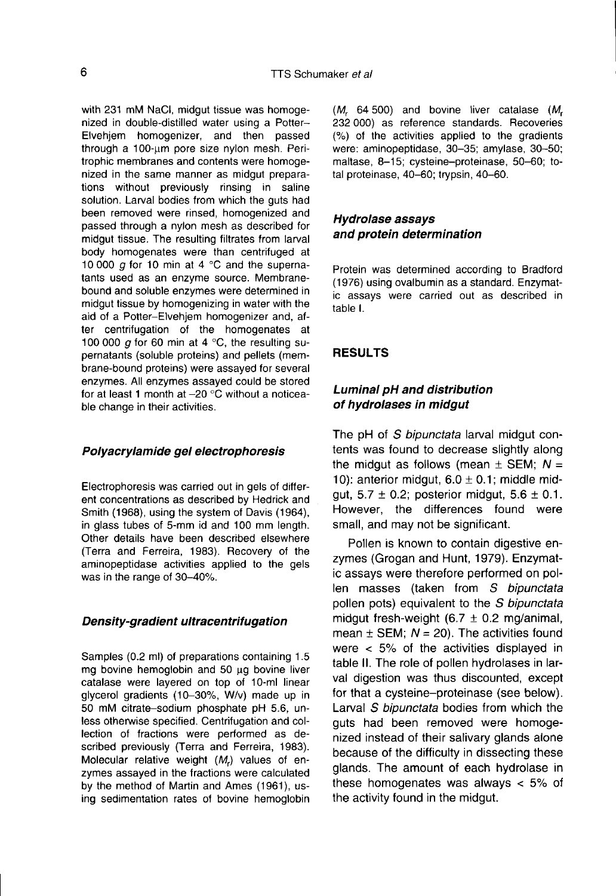with 231 mM NaCl, midgut tissue was homogenized in double-distilled water using a Potter–Elvehjem homogenizer, and then passed through a 100-μm pore size nylon mesh. Peritrophic membranes and contents were homogenized in the same manner as midgut preparations without previously rinsing in saline solution. Larval bodies from which the guts had been removed were rinsed, homogenized and passed through a nylon mesh as described for midgut tissue. The resulting filtrates from larval body homogenates were than centrifuged at 10 000 *g* for 10 min at 4 °C and the supernatants used as an enzyme source. Membrane-bound and soluble enzymes were determined in midgut tissue by homogenizing in water with the aid of a Potter–Elvehjem homogenizer and, after centrifugation of the homogenates at 100 000 *g* for 60 min at 4 °C, the resulting supernatants (soluble proteins) and pellets (membrane-bound proteins) were assayed for several enzymes. All enzymes assayed could be stored for at least 1 month at –20 °C without a noticeable change in their activities.

### Polyacrylamide gel electrophoresis

Electrophoresis was carried out in gels of different concentrations as described by Hedrick and Smith (1968), using the system of Davis (1964), in glass tubes of 5-mm id and 100 mm length. Other details have been described elsewhere (Terra and Ferreira, 1983). Recovery of the aminopeptidase activities applied to the gels was in the range of 30–40%.

### Density-gradient ultracentrifugation

Samples (0.2 ml) of preparations containing 1.5 mg bovine hemoglobin and 50 μg bovine liver catalase were layered on top of 10-ml linear glycerol gradients (10–30%, W/v) made up in 50 mM citrate–sodium phosphate pH 5.6, unless otherwise specified. Centrifugation and collection of fractions were performed as described previously (Terra and Ferreira, 1983). Molecular relative weight ($M_r$) values of enzymes assayed in the fractions were calculated by the method of Martin and Ames (1961), using sedimentation rates of bovine hemoglobin ($M_r$ 64 500) and bovine liver catalase ($M_r$ 232 000) as reference standards. Recoveries (%) of the activities applied to the gradients were: aminopeptidase, 30–35; amylase, 30–50; maltase, 8–15; cysteine–proteinase, 50–60; total proteinase, 40–60; trypsin, 40–60.

### Hydrolase assays and protein determination

Protein was determined according to Bradford (1976) using ovalbumin as a standard. Enzymatic assays were carried out as described in table I.

## RESULTS

### Luminal pH and distribution of hydrolases in midgut

The pH of *S bipunctata* larval midgut contents was found to decrease slightly along the midgut as follows (mean ± SEM; $N$ = 10): anterior midgut, 6.0 ± 0.1; middle midgut, 5.7 ± 0.2; posterior midgut, 5.6 ± 0.1. However, the differences found were small, and may not be significant.

Pollen is known to contain digestive enzymes (Grogan and Hunt, 1979). Enzymatic assays were therefore performed on pollen masses (taken from *S bipunctata* pollen pots) equivalent to the *S bipunctata* midgut fresh-weight (6.7 ± 0.2 mg/animal, mean ± SEM; $N$ = 20). The activities found were < 5% of the activities displayed in table II. The role of pollen hydrolases in larval digestion was thus discounted, except for that a cysteine–proteinase (see below). Larval *S bipunctata* bodies from which the guts had been removed were homogenized instead of their salivary glands alone because of the difficulty in dissecting these glands. The amount of each hydrolase in these homogenates was always < 5% of the activity found in the midgut.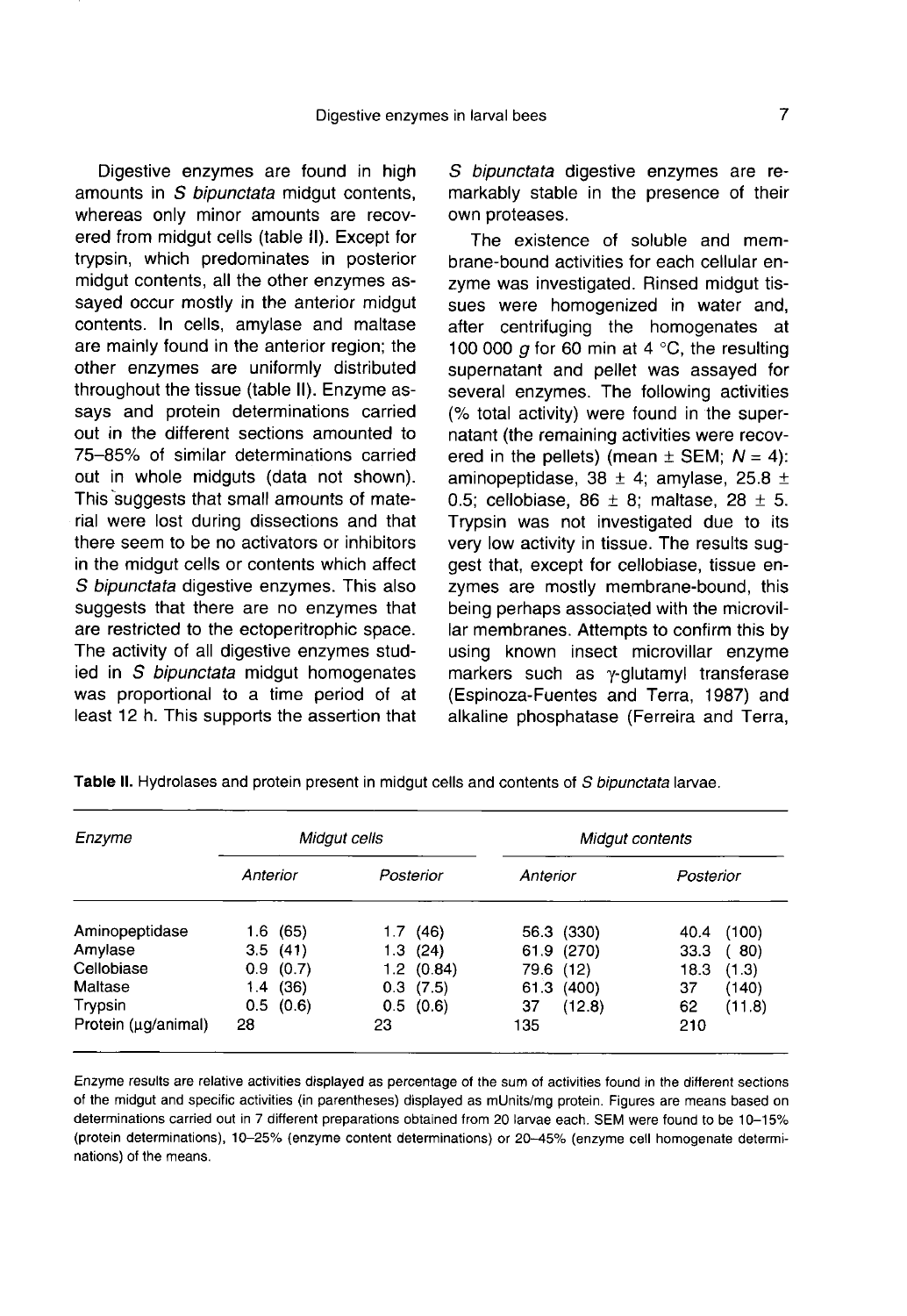Digestive enzymes are found in high amounts in *S bipunctata* midgut contents, whereas only minor amounts are recovered from midgut cells (table II). Except for trypsin, which predominates in posterior midgut contents, all the other enzymes assayed occur mostly in the anterior midgut contents. In cells, amylase and maltase are mainly found in the anterior region; the other enzymes are uniformly distributed throughout the tissue (table II). Enzyme assays and protein determinations carried out in the different sections amounted to 75–85% of similar determinations carried out in whole midguts (data not shown). This suggests that small amounts of material were lost during dissections and that there seem to be no activators or inhibitors in the midgut cells or contents which affect *S bipunctata* digestive enzymes. This also suggests that there are no enzymes that are restricted to the ectoperitrophic space. The activity of all digestive enzymes studied in *S bipunctata* midgut homogenates was proportional to a time period of at least 12 h. This supports the assertion that *S bipunctata* digestive enzymes are remarkably stable in the presence of their own proteases.

The existence of soluble and membrane-bound activities for each cellular enzyme was investigated. Rinsed midgut tissues were homogenized in water and, after centrifuging the homogenates at 100 000 *g* for 60 min at 4 °C, the resulting supernatant and pellet was assayed for several enzymes. The following activities (% total activity) were found in the supernatant (the remaining activities were recovered in the pellets) (mean ± SEM; $N = 4$): aminopeptidase, 38 ± 4; amylase, 25.8 ± 0.5; cellobiase, 86 ± 8; maltase, 28 ± 5. Trypsin was not investigated due to its very low activity in tissue. The results suggest that, except for cellobiase, tissue enzymes are mostly membrane-bound, this being perhaps associated with the microvillar membranes. Attempts to confirm this by using known insect microvillar enzyme markers such as γ-glutamyl transferase (Espinoza-Fuentes and Terra, 1987) and alkaline phosphatase (Ferreira and Terra,

**Table II.** Hydrolases and protein present in midgut cells and contents of *S bipunctata* larvae.

| *Enzyme* | *Midgut cells* | | *Midgut contents* | |
|---|---|---|---|---|
| | *Anterior* | *Posterior* | *Anterior* | *Posterior* |
| Aminopeptidase | 1.6 (65) | 1.7 (46) | 56.3 (330) | 40.4 (100) |
| Amylase | 3.5 (41) | 1.3 (24) | 61.9 (270) | 33.3 (80) |
| Cellobiase | 0.9 (0.7) | 1.2 (0.84) | 79.6 (12) | 18.3 (1.3) |
| Maltase | 1.4 (36) | 0.3 (7.5) | 61.3 (400) | 37 (140) |
| Trypsin | 0.5 (0.6) | 0.5 (0.6) | 37 (12.8) | 62 (11.8) |
| Protein (μg/animal) | 28 | 23 | 135 | 210 |

Enzyme results are relative activities displayed as percentage of the sum of activities found in the different sections of the midgut and specific activities (in parentheses) displayed as mUnits/mg protein. Figures are means based on determinations carried out in 7 different preparations obtained from 20 larvae each. SEM were found to be 10–15% (protein determinations), 10–25% (enzyme content determinations) or 20–45% (enzyme cell homogenate determinations) of the means.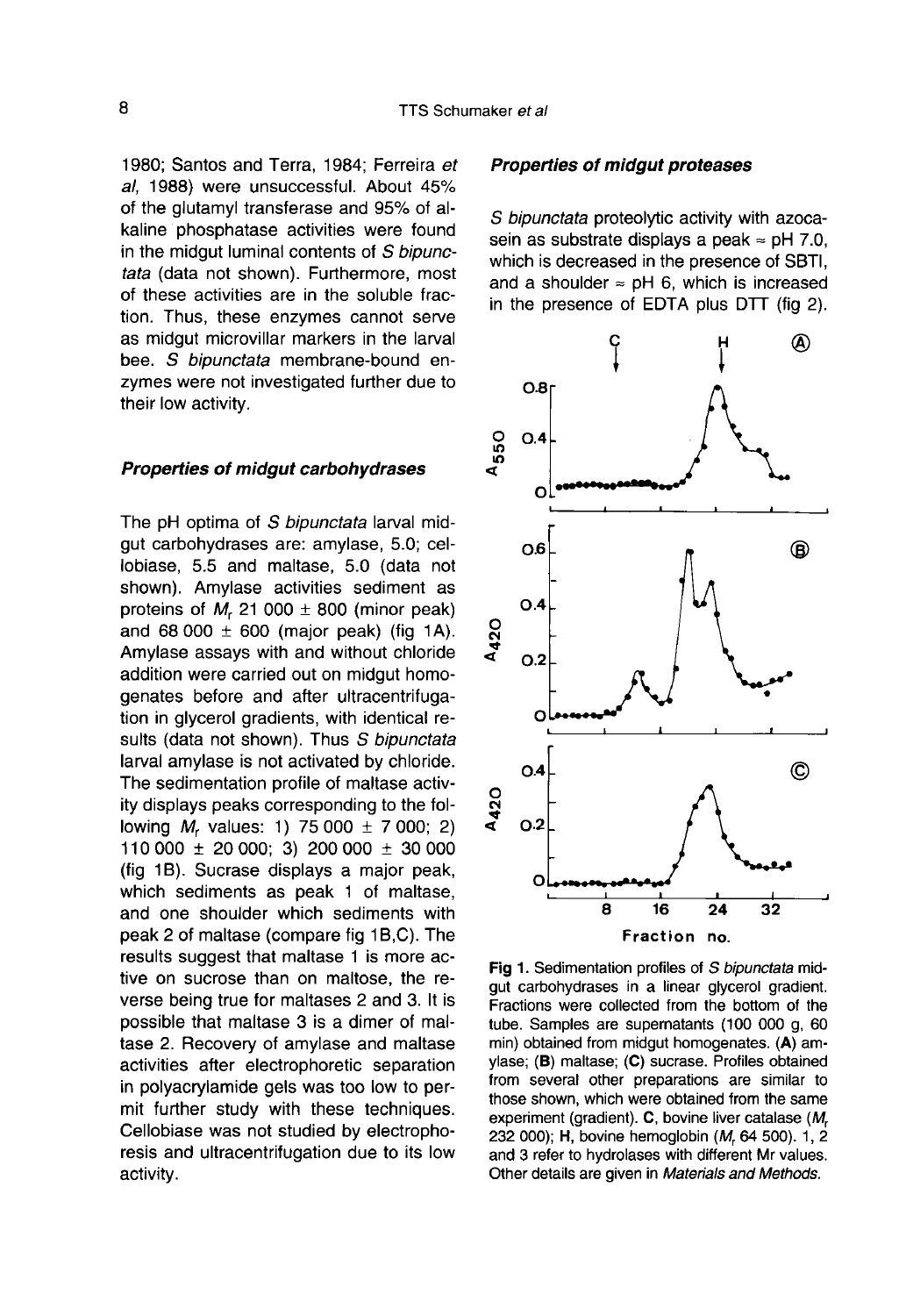1980; Santos and Terra, 1984; Ferreira *et al*, 1988) were unsuccessful. About 45% of the glutamyl transferase and 95% of alkaline phosphatase activities were found in the midgut luminal contents of *S bipunctata* (data not shown). Furthermore, most of these activities are in the soluble fraction. Thus, these enzymes cannot serve as midgut microvillar markers in the larval bee. *S bipunctata* membrane-bound enzymes were not investigated further due to their low activity.

### Properties of midgut carbohydrases

The pH optima of *S bipunctata* larval midgut carbohydrases are: amylase, 5.0; cellobiase, 5.5 and maltase, 5.0 (data not shown). Amylase activities sediment as proteins of $M_r$ 21 000 ± 800 (minor peak) and 68 000 ± 600 (major peak) (fig 1A). Amylase assays with and without chloride addition were carried out on midgut homogenates before and after ultracentrifugation in glycerol gradients, with identical results (data not shown). Thus *S bipunctata* larval amylase is not activated by chloride. The sedimentation profile of maltase activity displays peaks corresponding to the following $M_r$ values: 1) 75 000 ± 7 000; 2) 110 000 ± 20 000; 3) 200 000 ± 30 000 (fig 1B). Sucrase displays a major peak, which sediments as peak 1 of maltase, and one shoulder which sediments with peak 2 of maltase (compare fig 1B,C). The results suggest that maltase 1 is more active on sucrose than on maltose, the reverse being true for maltases 2 and 3. It is possible that maltase 3 is a dimer of maltase 2. Recovery of amylase and maltase activities after electrophoretic separation in polyacrylamide gels was too low to permit further study with these techniques. Cellobiase was not studied by electrophoresis and ultracentrifugation due to its low activity.

### Properties of midgut proteases

*S bipunctata* proteolytic activity with azocasein as substrate displays a peak ≈ pH 7.0, which is decreased in the presence of SBTI, and a shoulder ≈ pH 6, which is increased in the presence of EDTA plus DTT (fig 2).

**Fig 1.** Sedimentation profiles of *S bipunctata* midgut carbohydrases in a linear glycerol gradient. Fractions were collected from the bottom of the tube. Samples are supernatants (100 000 g, 60 min) obtained from midgut homogenates. **(A)** amylase; **(B)** maltase; **(C)** sucrase. Profiles obtained from several other preparations are similar to those shown, which were obtained from the same experiment (gradient). **C**, bovine liver catalase ($M_r$ 232 000); **H**, bovine hemoglobin ($M_r$ 64 500). 1, 2 and 3 refer to hydrolases with different Mr values. Other details are given in *Materials and Methods*.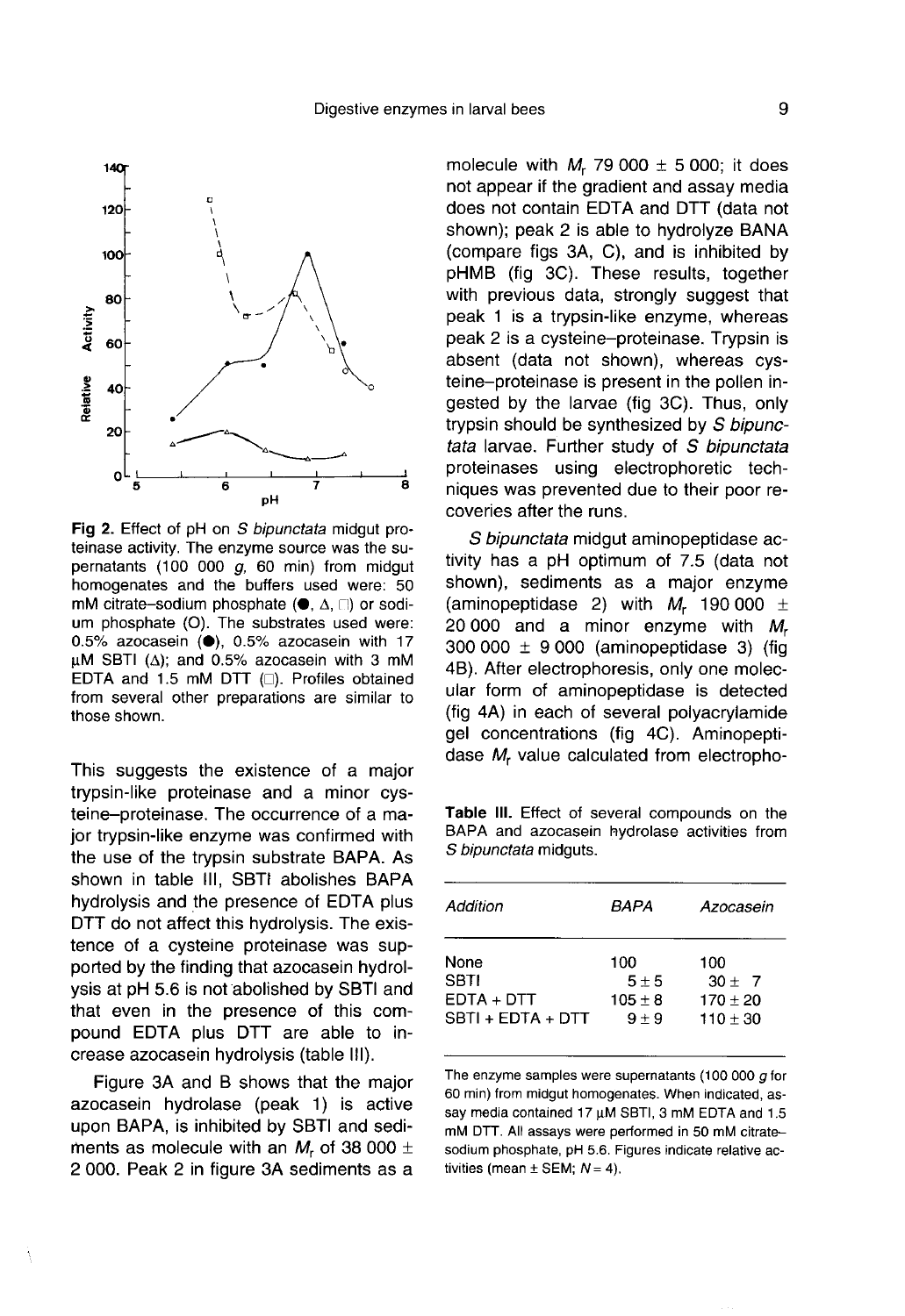Fig 2. Effect of pH on *S bipunctata* midgut proteinase activity. The enzyme source was the supernatants (100 000 *g*, 60 min) from midgut homogenates and the buffers used were: 50 mM citrate–sodium phosphate (●, △, □) or sodium phosphate (O). The substrates used were: 0.5% azocasein (●), 0.5% azocasein with 17 μM SBTI (△); and 0.5% azocasein with 3 mM EDTA and 1.5 mM DTT (□). Profiles obtained from several other preparations are similar to those shown.

This suggests the existence of a major trypsin-like proteinase and a minor cysteine–proteinase. The occurrence of a major trypsin-like enzyme was confirmed with the use of the trypsin substrate BAPA. As shown in table III, SBTI abolishes BAPA hydrolysis and the presence of EDTA plus DTT do not affect this hydrolysis. The existence of a cysteine proteinase was supported by the finding that azocasein hydrolysis at pH 5.6 is not abolished by SBTI and that even in the presence of this compound EDTA plus DTT are able to increase azocasein hydrolysis (table III).

Figure 3A and B shows that the major azocasein hydrolase (peak 1) is active upon BAPA, is inhibited by SBTI and sediments as molecule with an $M_r$ of 38 000 ± 2 000. Peak 2 in figure 3A sediments as a molecule with $M_r$ 79 000 ± 5 000; it does not appear if the gradient and assay media does not contain EDTA and DTT (data not shown); peak 2 is able to hydrolyze BANA (compare figs 3A, C), and is inhibited by pHMB (fig 3C). These results, together with previous data, strongly suggest that peak 1 is a trypsin-like enzyme, whereas peak 2 is a cysteine–proteinase. Trypsin is absent (data not shown), whereas cysteine–proteinase is present in the pollen ingested by the larvae (fig 3C). Thus, only trypsin should be synthesized by *S bipunctata* larvae. Further study of *S bipunctata* proteinases using electrophoretic techniques was prevented due to their poor recoveries after the runs.

*S bipunctata* midgut aminopeptidase activity has a pH optimum of 7.5 (data not shown), sediments as a major enzyme (aminopeptidase 2) with $M_r$ 190 000 ± 20 000 and a minor enzyme with $M_r$ 300 000 ± 9 000 (aminopeptidase 3) (fig 4B). After electrophoresis, only one molecular form of aminopeptidase is detected (fig 4A) in each of several polyacrylamide gel concentrations (fig 4C). Aminopeptidase $M_r$ value calculated from electropho-

**Table III.** Effect of several compounds on the BAPA and azocasein hydrolase activities from *S bipunctata* midguts.

| *Addition* | *BAPA* | *Azocasein* |
|---|---|---|
| None | 100 | 100 |
| SBTI | 5 ± 5 | 30 ± 7 |
| EDTA + DTT | 105 ± 8 | 170 ± 20 |
| SBTI + EDTA + DTT | 9 ± 9 | 110 ± 30 |

The enzyme samples were supernatants (100 000 *g* for 60 min) from midgut homogenates. When indicated, assay media contained 17 μM SBTI, 3 mM EDTA and 1.5 mM DTT. All assays were performed in 50 mM citrate–sodium phosphate, pH 5.6. Figures indicate relative activities (mean ± SEM; $N = 4$).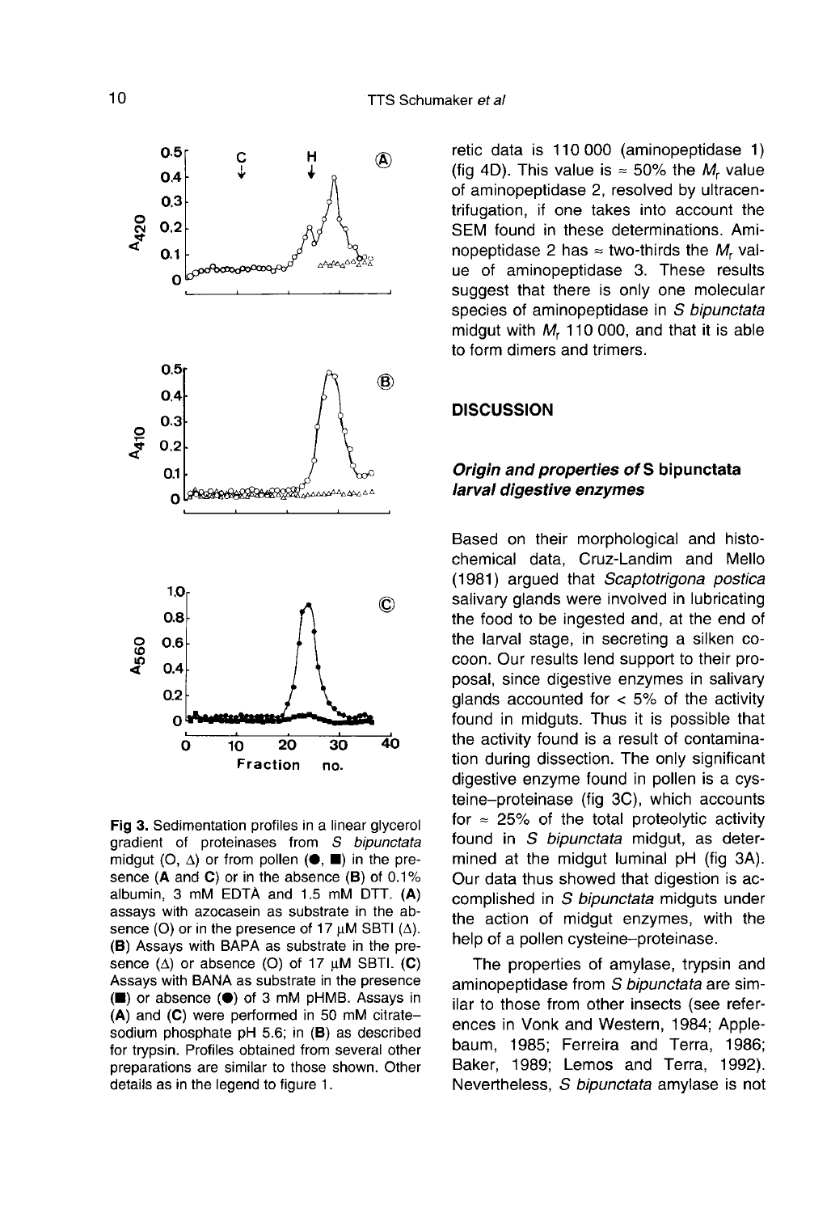Fig 3. Sedimentation profiles in a linear glycerol gradient of proteinases from *S bipunctata* midgut (O, Δ) or from pollen (●, ■) in the presence (**A** and **C**) or in the absence (**B**) of 0.1% albumin, 3 mM EDTA and 1.5 mM DTT. (**A**) assays with azocasein as substrate in the absence (O) or in the presence of 17 μM SBTI (Δ). (**B**) Assays with BAPA as substrate in the presence (Δ) or absence (O) of 17 μM SBTI. (**C**) Assays with BANA as substrate in the presence (■) or absence (●) of 3 mM pHMB. Assays in (**A**) and (**C**) were performed in 50 mM citrate–sodium phosphate pH 5.6; in (**B**) as described for trypsin. Profiles obtained from several other preparations are similar to those shown. Other details as in the legend to figure 1.

retic data is 110 000 (aminopeptidase 1) (fig 4D). This value is ≈ 50% the $M_r$ value of aminopeptidase 2, resolved by ultracentrifugation, if one takes into account the SEM found in these determinations. Aminopeptidase 2 has ≈ two-thirds the $M_r$ value of aminopeptidase 3. These results suggest that there is only one molecular species of aminopeptidase in *S bipunctata* midgut with $M_r$ 110 000, and that it is able to form dimers and trimers.

## DISCUSSION

### *Origin and properties of* S bipunctata *larval digestive enzymes*

Based on their morphological and histochemical data, Cruz-Landim and Mello (1981) argued that *Scaptotrigona postica* salivary glands were involved in lubricating the food to be ingested and, at the end of the larval stage, in secreting a silken cocoon. Our results lend support to their proposal, since digestive enzymes in salivary glands accounted for < 5% of the activity found in midguts. Thus it is possible that the activity found is a result of contamination during dissection. The only significant digestive enzyme found in pollen is a cysteine–proteinase (fig 3C), which accounts for ≈ 25% of the total proteolytic activity found in *S bipunctata* midgut, as determined at the midgut luminal pH (fig 3A). Our data thus showed that digestion is accomplished in *S bipunctata* midguts under the action of midgut enzymes, with the help of a pollen cysteine–proteinase.

The properties of amylase, trypsin and aminopeptidase from *S bipunctata* are similar to those from other insects (see references in Vonk and Western, 1984; Applebaum, 1985; Ferreira and Terra, 1986; Baker, 1989; Lemos and Terra, 1992). Nevertheless, *S bipunctata* amylase is not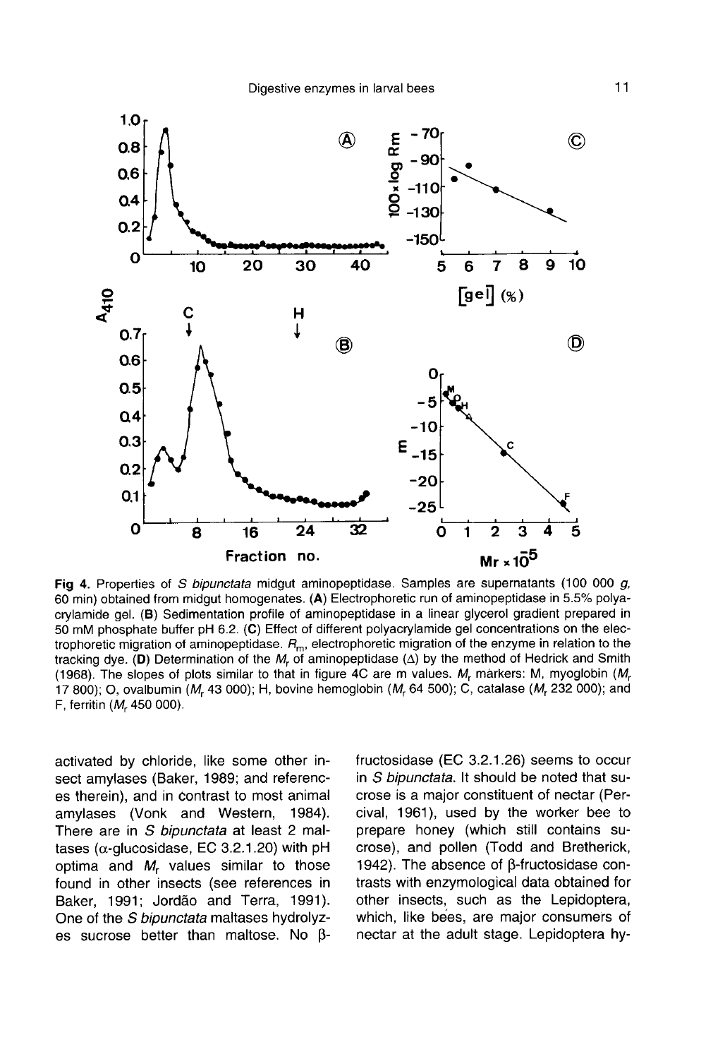Fig 4. Properties of *S bipunctata* midgut aminopeptidase. Samples are supernatants (100 000 *g*, 60 min) obtained from midgut homogenates. (**A**) Electrophoretic run of aminopeptidase in 5.5% polyacrylamide gel. (**B**) Sedimentation profile of aminopeptidase in a linear glycerol gradient prepared in 50 mM phosphate buffer pH 6.2. (**C**) Effect of different polyacrylamide gel concentrations on the electrophoretic migration of aminopeptidase. $R_m$, electrophoretic migration of the enzyme in relation to the tracking dye. (**D**) Determination of the $M_r$ of aminopeptidase (Δ) by the method of Hedrick and Smith (1968). The slopes of plots similar to that in figure 4C are m values. $M_r$ markers: M, myoglobin ($M_r$ 17 800); O, ovalbumin ($M_r$ 43 000); H, bovine hemoglobin ($M_r$ 64 500); C, catalase ($M_r$ 232 000); and F, ferritin ($M_r$ 450 000).

activated by chloride, like some other insect amylases (Baker, 1989; and references therein), and in contrast to most animal amylases (Vonk and Western, 1984). There are in *S bipunctata* at least 2 maltases (α-glucosidase, EC 3.2.1.20) with pH optima and $M_r$ values similar to those found in other insects (see references in Baker, 1991; Jordão and Terra, 1991). One of the *S bipunctata* maltases hydrolyzes sucrose better than maltose. No β-fructosidase (EC 3.2.1.26) seems to occur in *S bipunctata*. It should be noted that sucrose is a major constituent of nectar (Percival, 1961), used by the worker bee to prepare honey (which still contains sucrose), and pollen (Todd and Bretherick, 1942). The absence of β-fructosidase contrasts with enzymological data obtained for other insects, such as the Lepidoptera, which, like bees, are major consumers of nectar at the adult stage. Lepidoptera hy-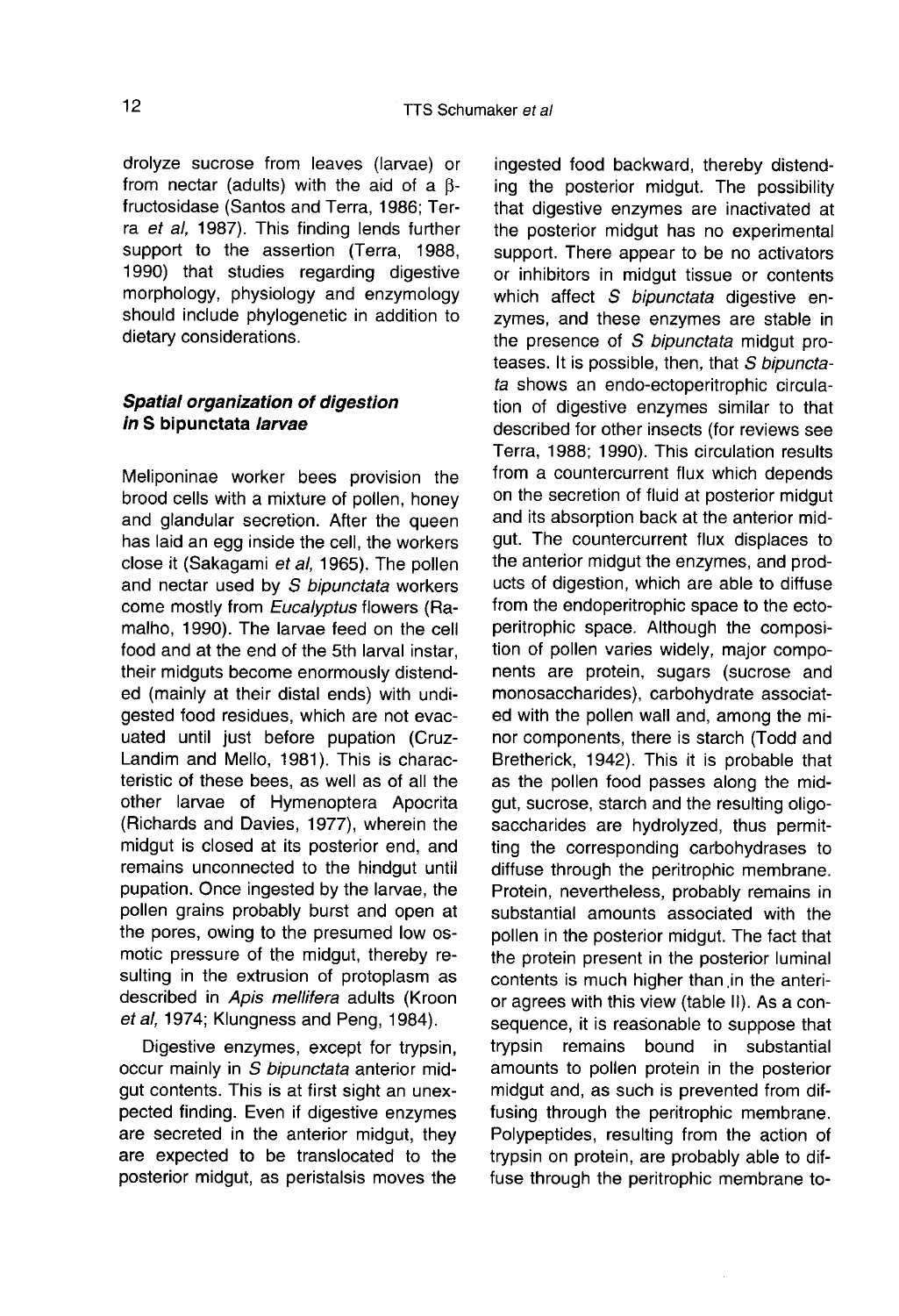drolyze sucrose from leaves (larvae) or from nectar (adults) with the aid of a β-fructosidase (Santos and Terra, 1986; Terra *et al*, 1987). This finding lends further support to the assertion (Terra, 1988, 1990) that studies regarding digestive morphology, physiology and enzymology should include phylogenetic in addition to dietary considerations.

### *Spatial organization of digestion in* S bipunctata *larvae*

Meliponinae worker bees provision the brood cells with a mixture of pollen, honey and glandular secretion. After the queen has laid an egg inside the cell, the workers close it (Sakagami *et al*, 1965). The pollen and nectar used by *S bipunctata* workers come mostly from *Eucalyptus* flowers (Ramalho, 1990). The larvae feed on the cell food and at the end of the 5th larval instar, their midguts become enormously distended (mainly at their distal ends) with undigested food residues, which are not evacuated until just before pupation (Cruz-Landim and Mello, 1981). This is characteristic of these bees, as well as of all the other larvae of Hymenoptera Apocrita (Richards and Davies, 1977), wherein the midgut is closed at its posterior end, and remains unconnected to the hindgut until pupation. Once ingested by the larvae, the pollen grains probably burst and open at the pores, owing to the presumed low osmotic pressure of the midgut, thereby resulting in the extrusion of protoplasm as described in *Apis mellifera* adults (Kroon *et al*, 1974; Klungness and Peng, 1984).

Digestive enzymes, except for trypsin, occur mainly in *S bipunctata* anterior midgut contents. This is at first sight an unexpected finding. Even if digestive enzymes are secreted in the anterior midgut, they are expected to be translocated to the posterior midgut, as peristalsis moves the ingested food backward, thereby distending the posterior midgut. The possibility that digestive enzymes are inactivated at the posterior midgut has no experimental support. There appear to be no activators or inhibitors in midgut tissue or contents which affect *S bipunctata* digestive enzymes, and these enzymes are stable in the presence of *S bipunctata* midgut proteases. It is possible, then, that *S bipunctata* shows an endo-ectoperitrophic circulation of digestive enzymes similar to that described for other insects (for reviews see Terra, 1988; 1990). This circulation results from a countercurrent flux which depends on the secretion of fluid at posterior midgut and its absorption back at the anterior midgut. The countercurrent flux displaces to the anterior midgut the enzymes, and products of digestion, which are able to diffuse from the endoperitrophic space to the ectoperitrophic space. Although the composition of pollen varies widely, major components are protein, sugars (sucrose and monosaccharides), carbohydrate associated with the pollen wall and, among the minor components, there is starch (Todd and Bretherick, 1942). This it is probable that as the pollen food passes along the midgut, sucrose, starch and the resulting oligosaccharides are hydrolyzed, thus permitting the corresponding carbohydrases to diffuse through the peritrophic membrane. Protein, nevertheless, probably remains in substantial amounts associated with the pollen in the posterior midgut. The fact that the protein present in the posterior luminal contents is much higher than in the anterior agrees with this view (table II). As a consequence, it is reasonable to suppose that trypsin remains bound in substantial amounts to pollen protein in the posterior midgut and, as such is prevented from diffusing through the peritrophic membrane. Polypeptides, resulting from the action of trypsin on protein, are probably able to diffuse through the peritrophic membrane to-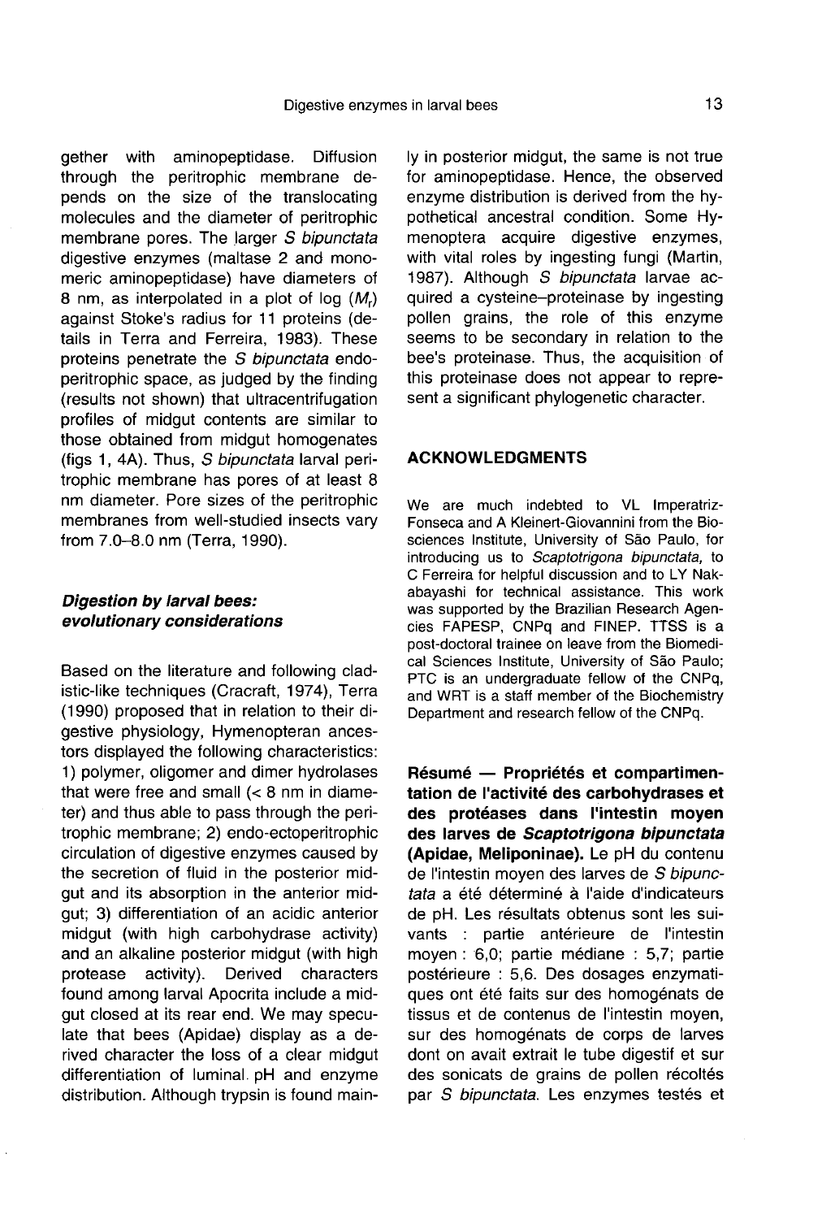gether with aminopeptidase. Diffusion through the peritrophic membrane depends on the size of the translocating molecules and the diameter of peritrophic membrane pores. The larger *S bipunctata* digestive enzymes (maltase 2 and monomeric aminopeptidase) have diameters of 8 nm, as interpolated in a plot of log ($M_r$) against Stoke's radius for 11 proteins (details in Terra and Ferreira, 1983). These proteins penetrate the *S bipunctata* endoperitrophic space, as judged by the finding (results not shown) that ultracentrifugation profiles of midgut contents are similar to those obtained from midgut homogenates (figs 1, 4A). Thus, *S bipunctata* larval peritrophic membrane has pores of at least 8 nm diameter. Pore sizes of the peritrophic membranes from well-studied insects vary from 7.0–8.0 nm (Terra, 1990).

### *Digestion by larval bees: evolutionary considerations*

Based on the literature and following cladistic-like techniques (Cracraft, 1974), Terra (1990) proposed that in relation to their digestive physiology, Hymenopteran ancestors displayed the following characteristics: 1) polymer, oligomer and dimer hydrolases that were free and small (< 8 nm in diameter) and thus able to pass through the peritrophic membrane; 2) endo-ectoperitrophic circulation of digestive enzymes caused by the secretion of fluid in the posterior midgut and its absorption in the anterior midgut; 3) differentiation of an acidic anterior midgut (with high carbohydrase activity) and an alkaline posterior midgut (with high protease activity). Derived characters found among larval Apocrita include a midgut closed at its rear end. We may speculate that bees (Apidae) display as a derived character the loss of a clear midgut differentiation of luminal pH and enzyme distribution. Although trypsin is found mainly in posterior midgut, the same is not true for aminopeptidase. Hence, the observed enzyme distribution is derived from the hypothetical ancestral condition. Some Hymenoptera acquire digestive enzymes, with vital roles by ingesting fungi (Martin, 1987). Although *S bipunctata* larvae acquired a cysteine–proteinase by ingesting pollen grains, the role of this enzyme seems to be secondary in relation to the bee's proteinase. Thus, the acquisition of this proteinase does not appear to represent a significant phylogenetic character.

## ACKNOWLEDGMENTS

We are much indebted to VL Imperatriz-Fonseca and A Kleinert-Giovannini from the Biosciences Institute, University of São Paulo, for introducing us to *Scaptotrigona bipunctata,* to C Ferreira for helpful discussion and to LY Nakabayashi for technical assistance. This work was supported by the Brazilian Research Agencies FAPESP, CNPq and FINEP. TTSS is a post-doctoral trainee on leave from the Biomedical Sciences Institute, University of São Paulo; PTC is an undergraduate fellow of the CNPq, and WRT is a staff member of the Biochemistry Department and research fellow of the CNPq.

**Résumé — Propriétés et compartimentation de l'activité des carbohydrases et des protéases dans l'intestin moyen des larves de *Scaptotrigona bipunctata* (Apidae, Meliponinae).** Le pH du contenu de l'intestin moyen des larves de *S bipunctata* a été déterminé à l'aide d'indicateurs de pH. Les résultats obtenus sont les suivants : partie antérieure de l'intestin moyen : 6,0; partie médiane : 5,7; partie postérieure : 5,6. Des dosages enzymatiques ont été faits sur des homogénats de tissus et de contenus de l'intestin moyen, sur des homogénats de corps de larves dont on avait extrait le tube digestif et sur des sonicats de grains de pollen récoltés par *S bipunctata*. Les enzymes testés et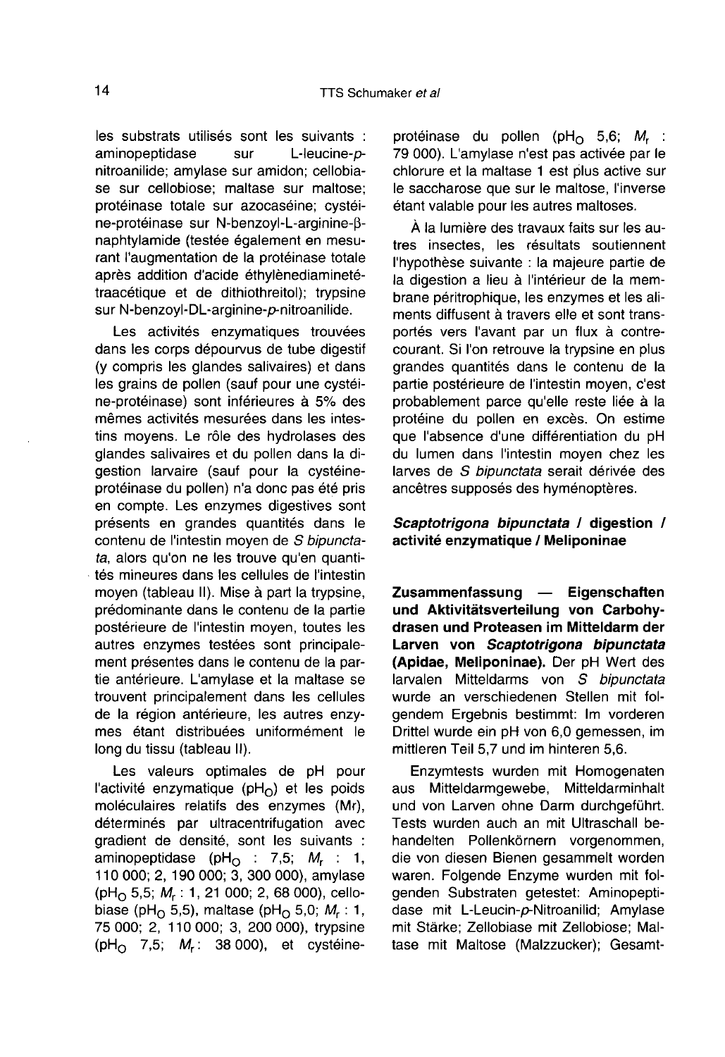les substrats utilisés sont les suivants : aminopeptidase sur L-leucine-*p*-nitroanilide; amylase sur amidon; cellobiase sur cellobiose; maltase sur maltose; protéinase totale sur azocaséine; cystéine-protéinase sur N-benzoyl-L-arginine-β-naphtylamide (testée également en mesurant l'augmentation de la protéinase totale après addition d'acide éthylènediaminetétraacétique et de dithiothreitol); trypsine sur N-benzoyl-DL-arginine-*p*-nitroanilide.

Les activités enzymatiques trouvées dans les corps dépourvus de tube digestif (y compris les glandes salivaires) et dans les grains de pollen (sauf pour une cystéine-protéinase) sont inférieures à 5% des mêmes activités mesurées dans les intestins moyens. Le rôle des hydrolases des glandes salivaires et du pollen dans la digestion larvaire (sauf pour la cystéine-protéinase du pollen) n'a donc pas été pris en compte. Les enzymes digestives sont présents en grandes quantités dans le contenu de l'intestin moyen de *S bipunctata*, alors qu'on ne les trouve qu'en quantités mineures dans les cellules de l'intestin moyen (tableau II). Mise à part la trypsine, prédominante dans le contenu de la partie postérieure de l'intestin moyen, toutes les autres enzymes testées sont principalement présentes dans le contenu de la partie antérieure. L'amylase et la maltase se trouvent principalement dans les cellules de la région antérieure, les autres enzymes étant distribuées uniformément le long du tissu (tableau II).

Les valeurs optimales de pH pour l'activité enzymatique ($pH_O$) et les poids moléculaires relatifs des enzymes (Mr), déterminés par ultracentrifugation avec gradient de densité, sont les suivants : aminopeptidase ($pH_O$ : 7,5; $M_r$ : 1, 110 000; 2, 190 000; 3, 300 000), amylase ($pH_O$ 5,5; $M_r$ : 1, 21 000; 2, 68 000), cellobiase ($pH_O$ 5,5), maltase ($pH_O$ 5,0; $M_r$ : 1, 75 000; 2, 110 000; 3, 200 000), trypsine ($pH_O$ 7,5; $M_r$: 38 000), et cystéine-protéinase du pollen ($pH_O$ 5,6; $M_r$ : 79 000). L'amylase n'est pas activée par le chlorure et la maltase 1 est plus active sur le saccharose que sur le maltose, l'inverse étant valable pour les autres maltoses.

À la lumière des travaux faits sur les autres insectes, les résultats soutiennent l'hypothèse suivante : la majeure partie de la digestion a lieu à l'intérieur de la membrane péritrophique, les enzymes et les aliments diffusent à travers elle et sont transportés vers l'avant par un flux à contre-courant. Si l'on retrouve la trypsine en plus grandes quantités dans le contenu de la partie postérieure de l'intestin moyen, c'est probablement parce qu'elle reste liée à la protéine du pollen en excès. On estime que l'absence d'une différentiation du pH du lumen dans l'intestin moyen chez les larves de *S bipunctata* serait dérivée des ancêtres supposés des hyménoptères.

***Scaptotrigona bipunctata* / digestion / activité enzymatique / Meliponinae**

**Zusammenfassung — Eigenschaften und Aktivitätsverteilung von Carbohydrasen und Proteasen im Mitteldarm der Larven von *Scaptotrigona bipunctata* (Apidae, Meliponinae).** Der pH Wert des larvalen Mitteldarms von *S bipunctata* wurde an verschiedenen Stellen mit folgendem Ergebnis bestimmt: Im vorderen Drittel wurde ein pH von 6,0 gemessen, im mittleren Teil 5,7 und im hinteren 5,6.

Enzymtests wurden mit Homogenaten aus Mitteldarmgewebe, Mitteldarminhalt und von Larven ohne Darm durchgeführt. Tests wurden auch an mit Ultraschall behandelten Pollenkörnern vorgenommen, die von diesen Bienen gesammelt worden waren. Folgende Enzyme wurden mit folgenden Substraten getestet: Aminopeptidase mit L-Leucin-*p*-Nitroanilid; Amylase mit Stärke; Zellobiase mit Zellobiose; Maltase mit Maltose (Malzzucker); Gesamt-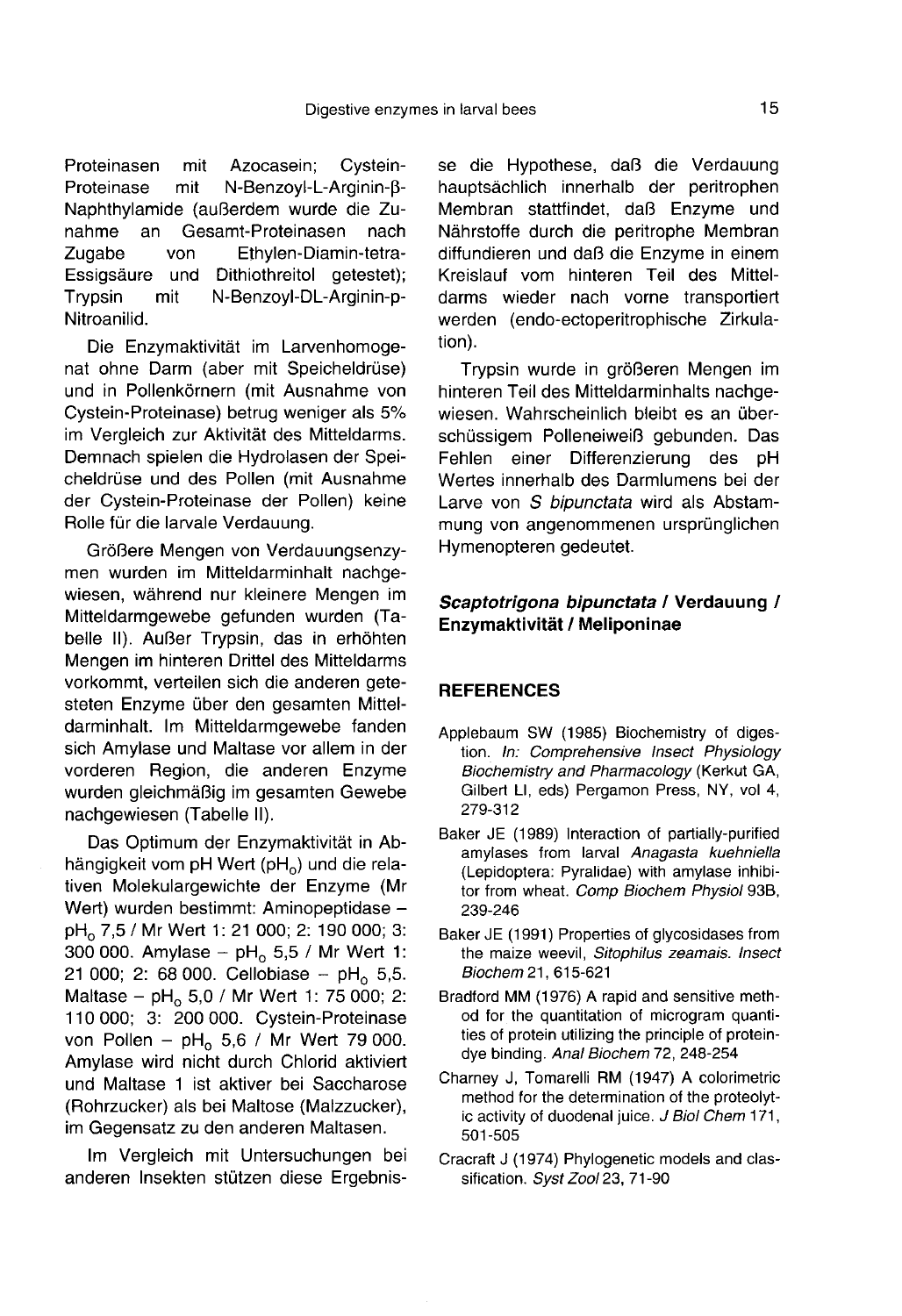Proteinasen mit Azocasein; Cystein-Proteinase mit N-Benzoyl-L-Arginin-β-Naphthylamide (außerdem wurde die Zunahme an Gesamt-Proteinasen nach Zugabe von Ethylen-Diamin-tetra-Essigsäure und Dithiothreitol getestet); Trypsin mit N-Benzoyl-DL-Arginin-p-Nitroanilid.

Die Enzymaktivität im Larvenhomogenat ohne Darm (aber mit Speicheldrüse) und in Pollenkörnern (mit Ausnahme von Cystein-Proteinase) betrug weniger als 5% im Vergleich zur Aktivität des Mitteldarms. Demnach spielen die Hydrolasen der Speicheldrüse und des Pollen (mit Ausnahme der Cystein-Proteinase der Pollen) keine Rolle für die larvale Verdauung.

Größere Mengen von Verdauungsenzymen wurden im Mitteldarminhalt nachgewiesen, während nur kleinere Mengen im Mitteldarmgewebe gefunden wurden (Tabelle II). Außer Trypsin, das in erhöhten Mengen im hinteren Drittel des Mitteldarms vorkommt, verteilen sich die anderen getesteten Enzyme über den gesamten Mitteldarminhalt. Im Mitteldarmgewebe fanden sich Amylase und Maltase vor allem in der vorderen Region, die anderen Enzyme wurden gleichmäßig im gesamten Gewebe nachgewiesen (Tabelle II).

Das Optimum der Enzymaktivität in Abhängigkeit vom pH Wert ($pH_0$) und die relativen Molekulargewichte der Enzyme (Mr Wert) wurden bestimmt: Aminopeptidase – $pH_0$ 7,5 / Mr Wert 1: 21 000; 2: 190 000; 3: 300 000. Amylase – $pH_0$ 5,5 / Mr Wert 1: 21 000; 2: 68 000. Cellobiase – $pH_0$ 5,5. Maltase – $pH_0$ 5,0 / Mr Wert 1: 75 000; 2: 110 000; 3: 200 000. Cystein-Proteinase von Pollen – $pH_0$ 5,6 / Mr Wert 79 000. Amylase wird nicht durch Chlorid aktiviert und Maltase 1 ist aktiver bei Saccharose (Rohrzucker) als bei Maltose (Malzzucker), im Gegensatz zu den anderen Maltasen.

Im Vergleich mit Untersuchungen bei anderen Insekten stützen diese Ergebnisse die Hypothese, daß die Verdauung hauptsächlich innerhalb der peritrophen Membran stattfindet, daß Enzyme und Nährstoffe durch die peritrophe Membran diffundieren und daß die Enzyme in einem Kreislauf vom hinteren Teil des Mitteldarms wieder nach vorne transportiert werden (endo-ectoperitrophische Zirkulation).

Trypsin wurde in größeren Mengen im hinteren Teil des Mitteldarminhalts nachgewiesen. Wahrscheinlich bleibt es an überschüssigem Polleneiweiß gebunden. Das Fehlen einer Differenzierung des pH Wertes innerhalb des Darmlumens bei der Larve von *S bipunctata* wird als Abstammung von angenommenen ursprünglichen Hymenopteren gedeutet.

***Scaptotrigona bipunctata* / Verdauung / Enzymaktivität / Meliponinae**

## REFERENCES

Applebaum SW (1985) Biochemistry of digestion. *In: Comprehensive Insect Physiology Biochemistry and Pharmacology* (Kerkut GA, Gilbert LI, eds) Pergamon Press, NY, vol 4, 279-312

Baker JE (1989) Interaction of partially-purified amylases from larval *Anagasta kuehniella* (Lepidoptera: Pyralidae) with amylase inhibitor from wheat. *Comp Biochem Physiol* 93B, 239-246

Baker JE (1991) Properties of glycosidases from the maize weevil, *Sitophilus zeamais*. *Insect Biochem* 21, 615-621

Bradford MM (1976) A rapid and sensitive method for the quantitation of microgram quantities of protein utilizing the principle of protein-dye binding. *Anal Biochem* 72, 248-254

Charney J, Tomarelli RM (1947) A colorimetric method for the determination of the proteolytic activity of duodenal juice. *J Biol Chem* 171, 501-505

Cracraft J (1974) Phylogenetic models and classification. *Syst Zool* 23, 71-90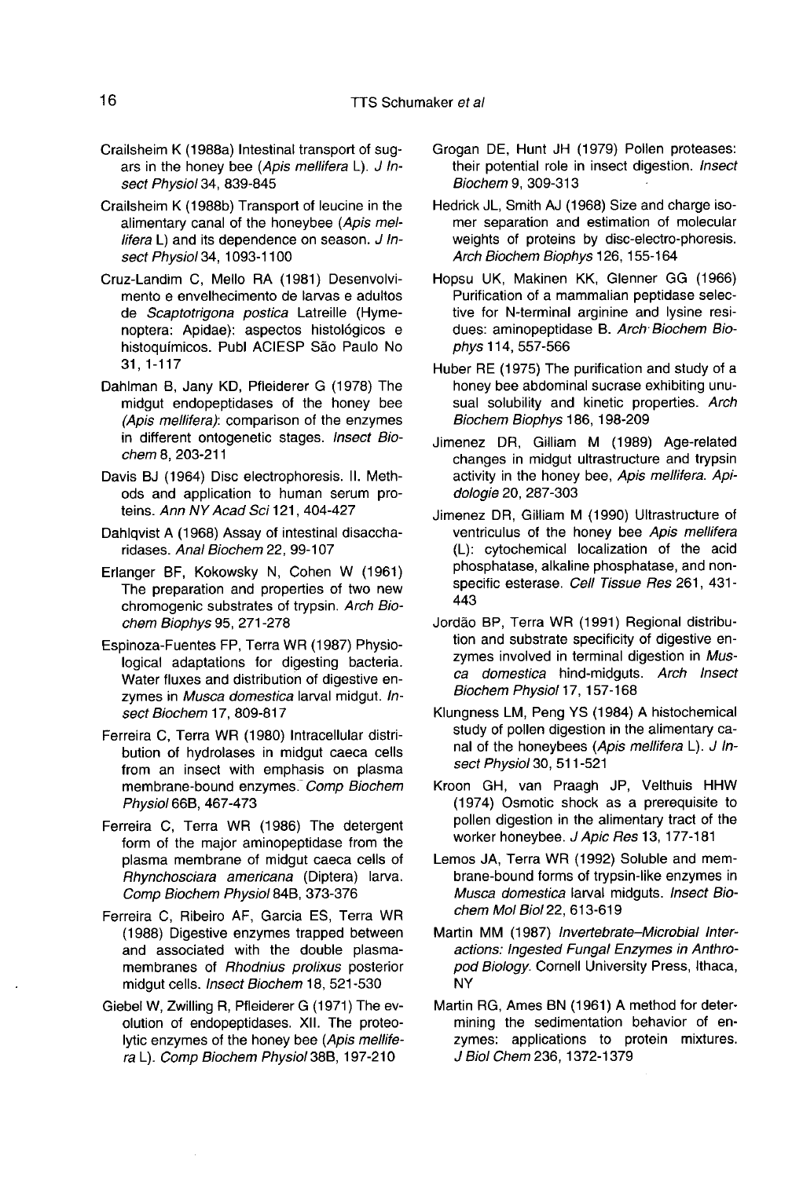Crailsheim K (1988a) Intestinal transport of sugars in the honey bee (*Apis mellifera* L). *J Insect Physiol* 34, 839-845

Crailsheim K (1988b) Transport of leucine in the alimentary canal of the honeybee (*Apis mellifera* L) and its dependence on season. *J Insect Physiol* 34, 1093-1100

Cruz-Landim C, Mello RA (1981) Desenvolvimento e envelhecimento de larvas e adultos de *Scaptotrigona postica* Latreille (Hymenoptera: Apidae): aspectos histológicos e histoquímicos. Publ ACIESP São Paulo No 31, 1-117

Dahlman B, Jany KD, Pfleiderer G (1978) The midgut endopeptidases of the honey bee (*Apis mellifera*): comparison of the enzymes in different ontogenetic stages. *Insect Biochem* 8, 203-211

Davis BJ (1964) Disc electrophoresis. II. Methods and application to human serum proteins. *Ann NY Acad Sci* 121, 404-427

Dahlqvist A (1968) Assay of intestinal disaccharidases. *Anal Biochem* 22, 99-107

Erlanger BF, Kokowsky N, Cohen W (1961) The preparation and properties of two new chromogenic substrates of trypsin. *Arch Biochem Biophys* 95, 271-278

Espinoza-Fuentes FP, Terra WR (1987) Physiological adaptations for digesting bacteria. Water fluxes and distribution of digestive enzymes in *Musca domestica* larval midgut. *Insect Biochem* 17, 809-817

Ferreira C, Terra WR (1980) Intracellular distribution of hydrolases in midgut caeca cells from an insect with emphasis on plasma membrane-bound enzymes. *Comp Biochem Physiol* 66B, 467-473

Ferreira C, Terra WR (1986) The detergent form of the major aminopeptidase from the plasma membrane of midgut caeca cells of *Rhynchosciara americana* (Diptera) larva. *Comp Biochem Physiol* 84B, 373-376

Ferreira C, Ribeiro AF, Garcia ES, Terra WR (1988) Digestive enzymes trapped between and associated with the double plasmamembranes of *Rhodnius prolixus* posterior midgut cells. *Insect Biochem* 18, 521-530

Giebel W, Zwilling R, Pfleiderer G (1971) The evolution of endopeptidases. XII. The proteolytic enzymes of the honey bee (*Apis mellifera* L). *Comp Biochem Physiol* 38B, 197-210

Grogan DE, Hunt JH (1979) Pollen proteases: their potential role in insect digestion. *Insect Biochem* 9, 309-313

Hedrick JL, Smith AJ (1968) Size and charge isomer separation and estimation of molecular weights of proteins by disc-electro-phoresis. *Arch Biochem Biophys* 126, 155-164

Hopsu UK, Makinen KK, Glenner GG (1966) Purification of a mammalian peptidase selective for N-terminal arginine and lysine residues: aminopeptidase B. *Arch Biochem Biophys* 114, 557-566

Huber RE (1975) The purification and study of a honey bee abdominal sucrase exhibiting unusual solubility and kinetic properties. *Arch Biochem Biophys* 186, 198-209

Jimenez DR, Gilliam M (1989) Age-related changes in midgut ultrastructure and trypsin activity in the honey bee, *Apis mellifera*. *Apidologie* 20, 287-303

Jimenez DR, Gilliam M (1990) Ultrastructure of ventriculus of the honey bee *Apis mellifera* (L): cytochemical localization of the acid phosphatase, alkaline phosphatase, and nonspecific esterase. *Cell Tissue Res* 261, 431-443

Jordão BP, Terra WR (1991) Regional distribution and substrate specificity of digestive enzymes involved in terminal digestion in *Musca domestica* hind-midguts. *Arch Insect Biochem Physiol* 17, 157-168

Klungness LM, Peng YS (1984) A histochemical study of pollen digestion in the alimentary canal of the honeybees (*Apis mellifera* L). *J Insect Physiol* 30, 511-521

Kroon GH, van Praagh JP, Velthuis HHW (1974) Osmotic shock as a prerequisite to pollen digestion in the alimentary tract of the worker honeybee. *J Apic Res* 13, 177-181

Lemos JA, Terra WR (1992) Soluble and membrane-bound forms of trypsin-like enzymes in *Musca domestica* larval midguts. *Insect Biochem Mol Biol* 22, 613-619

Martin MM (1987) *Invertebrate–Microbial Interactions: Ingested Fungal Enzymes in Arthropod Biology*. Cornell University Press, Ithaca, NY

Martin RG, Ames BN (1961) A method for determining the sedimentation behavior of enzymes: applications to protein mixtures. *J Biol Chem* 236, 1372-1379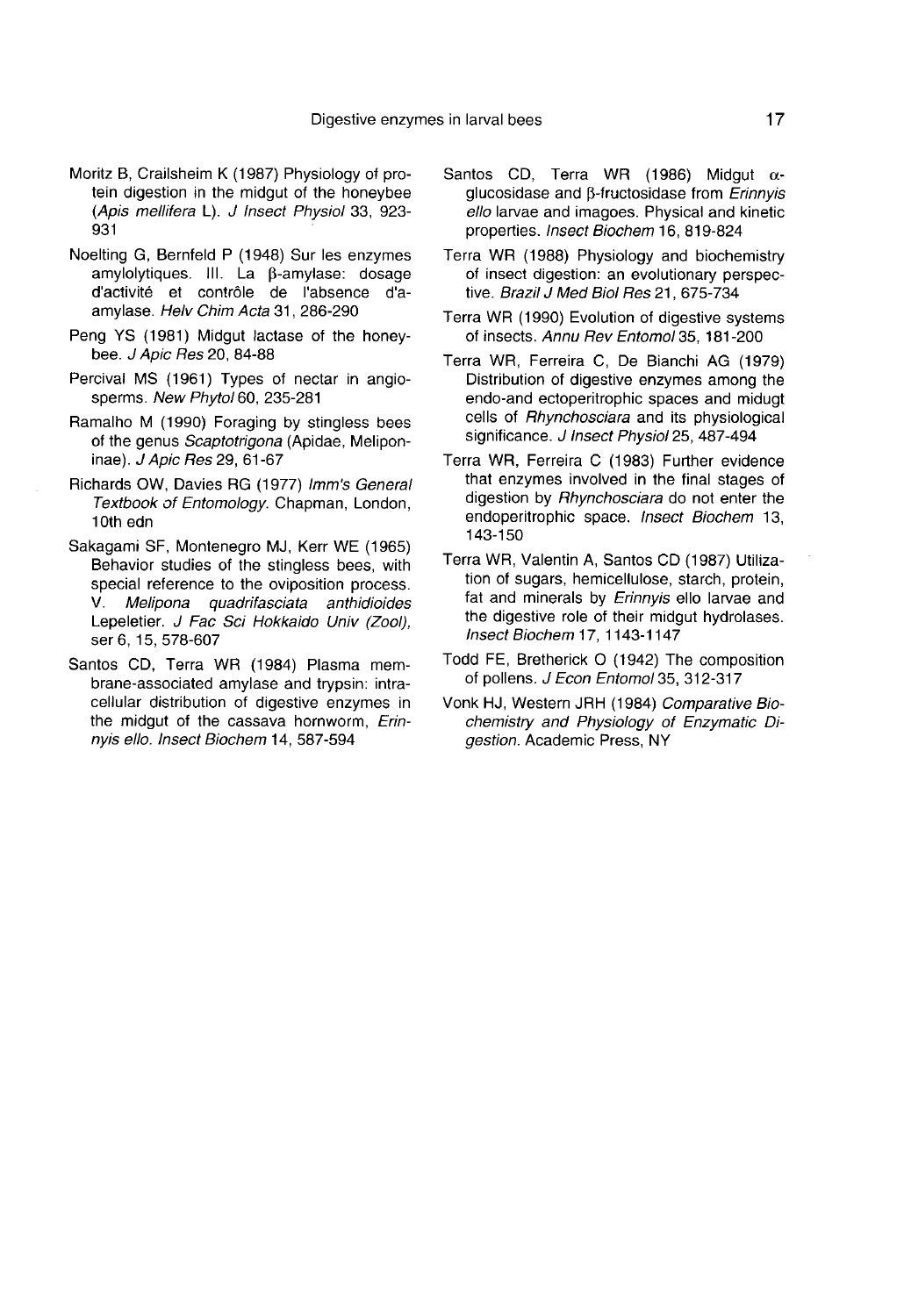Moritz B, Crailsheim K (1987) Physiology of protein digestion in the midgut of the honeybee (*Apis mellifera* L). *J Insect Physiol* 33, 923-931

Noelting G, Bernfeld P (1948) Sur les enzymes amylolytiques. III. La β-amylase: dosage d'activité et contrôle de l'absence d'α-amylase. *Helv Chim Acta* 31, 286-290

Peng YS (1981) Midgut lactase of the honeybee. *J Apic Res* 20, 84-88

Percival MS (1961) Types of nectar in angiosperms. *New Phytol* 60, 235-281

Ramalho M (1990) Foraging by stingless bees of the genus *Scaptotrigona* (Apidae, Meliponinae). *J Apic Res* 29, 61-67

Richards OW, Davies RG (1977) *Imm's General Textbook of Entomology*. Chapman, London, 10th edn

Sakagami SF, Montenegro MJ, Kerr WE (1965) Behavior studies of the stingless bees, with special reference to the oviposition process. V. *Melipona quadrifasciata anthidioides* Lepeletier. *J Fac Sci Hokkaido Univ (Zool)*, ser 6, 15, 578-607

Santos CD, Terra WR (1984) Plasma membrane-associated amylase and trypsin: intracellular distribution of digestive enzymes in the midgut of the cassava hornworm, *Erinnyis ello*. *Insect Biochem* 14, 587-594

Santos CD, Terra WR (1986) Midgut α-glucosidase and β-fructosidase from *Erinnyis ello* larvae and imagoes. Physical and kinetic properties. *Insect Biochem* 16, 819-824

Terra WR (1988) Physiology and biochemistry of insect digestion: an evolutionary perspective. *Brazil J Med Biol Res* 21, 675-734

Terra WR (1990) Evolution of digestive systems of insects. *Annu Rev Entomol* 35, 181-200

Terra WR, Ferreira C, De Bianchi AG (1979) Distribution of digestive enzymes among the endo-and ectoperitrophic spaces and midugt cells of *Rhynchosciara* and its physiological significance. *J Insect Physiol* 25, 487-494

Terra WR, Ferreira C (1983) Further evidence that enzymes involved in the final stages of digestion by *Rhynchosciara* do not enter the endoperitrophic space. *Insect Biochem* 13, 143-150

Terra WR, Valentin A, Santos CD (1987) Utilization of sugars, hemicellulose, starch, protein, fat and minerals by *Erinnyis* ello larvae and the digestive role of their midgut hydrolases. *Insect Biochem* 17, 1143-1147

Todd FE, Bretherick O (1942) The composition of pollens. *J Econ Entomol* 35, 312-317

Vonk HJ, Western JRH (1984) *Comparative Biochemistry and Physiology of Enzymatic Digestion*. Academic Press, NY